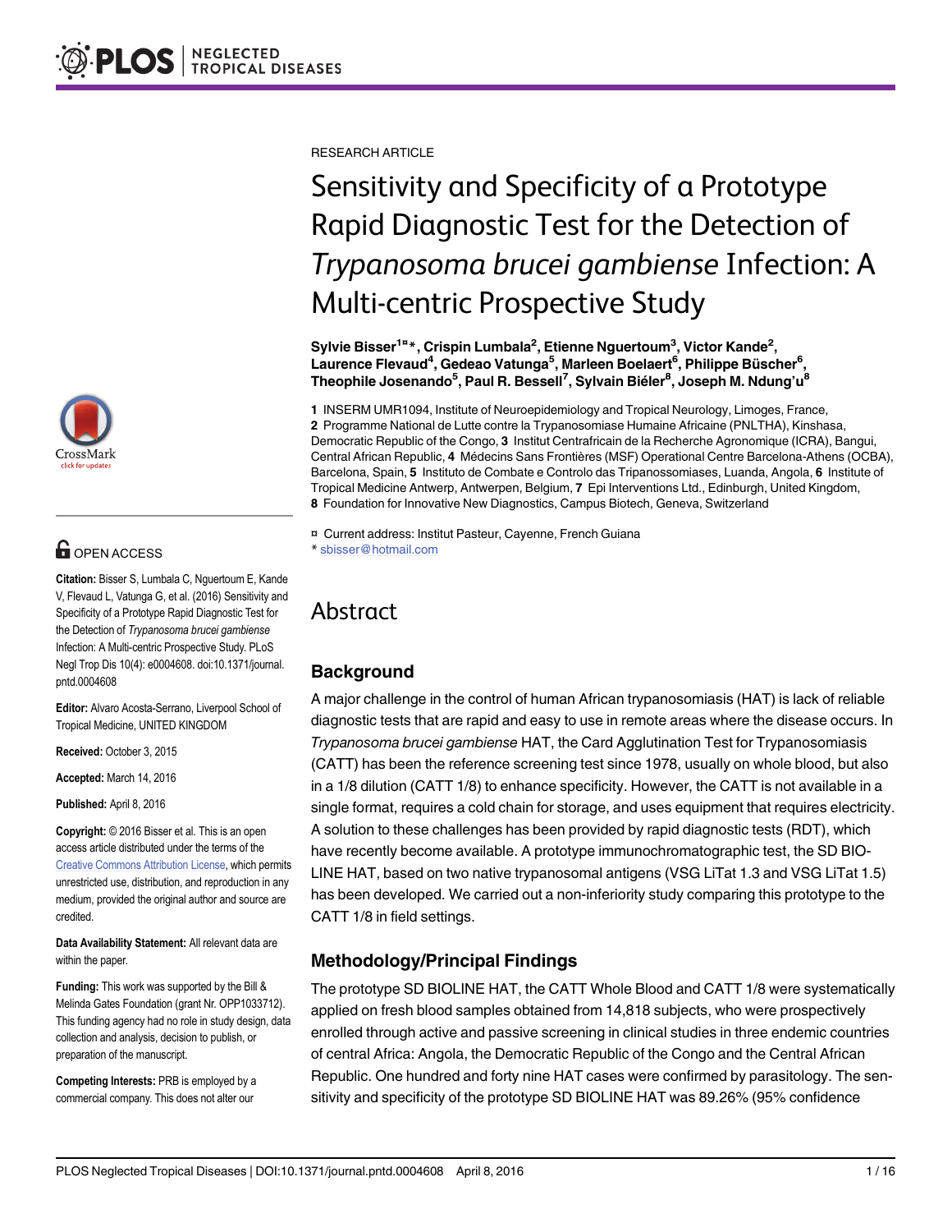RESEARCH ARTICLE

# Sensitivity and Specificity of a Prototype Rapid Diagnostic Test for the Detection of *Trypanosoma brucei gambiense* Infection: A Multi-centric Prospective Study

**Sylvie Bisser[1¤]*, Crispin Lumbala[2], Etienne Nguertoum[3], Victor Kande[2], Laurence Flevaud[4], Gedeao Vatunga[5], Marleen Boelaert[6], Philippe Büscher[6], Theophile Josenando[5], Paul R. Bessell[7], Sylvain Biéler[8], Joseph M. Ndung'u[8]**

1 INSERM UMR1094, Institute of Neuroepidemiology and Tropical Neurology, Limoges, France, 2 Programme National de Lutte contre la Trypanosomiase Humaine Africaine (PNLTHA), Kinshasa, Democratic Republic of the Congo, 3 Institut Centrafricain de la Recherche Agronomique (ICRA), Bangui, Central African Republic, 4 Médecins Sans Frontières (MSF) Operational Centre Barcelona-Athens (OCBA), Barcelona, Spain, 5 Instituto de Combate e Controlo das Tripanossomiases, Luanda, Angola, 6 Institute of Tropical Medicine Antwerp, Antwerpen, Belgium, 7 Epi Interventions Ltd., Edinburgh, United Kingdom, 8 Foundation for Innovative New Diagnostics, Campus Biotech, Geneva, Switzerland

¤ Current address: Institut Pasteur, Cayenne, French Guiana
* sbisser@hotmail.com

OPEN ACCESS

**Citation:** Bisser S, Lumbala C, Nguertoum E, Kande V, Flevaud L, Vatunga G, et al. (2016) Sensitivity and Specificity of a Prototype Rapid Diagnostic Test for the Detection of *Trypanosoma brucei gambiense* Infection: A Multi-centric Prospective Study. PLoS Negl Trop Dis 10(4): e0004608. doi:10.1371/journal.pntd.0004608

**Editor:** Alvaro Acosta-Serrano, Liverpool School of Tropical Medicine, UNITED KINGDOM

**Received:** October 3, 2015

**Accepted:** March 14, 2016

**Published:** April 8, 2016

**Copyright:** © 2016 Bisser et al. This is an open access article distributed under the terms of the Creative Commons Attribution License, which permits unrestricted use, distribution, and reproduction in any medium, provided the original author and source are credited.

**Data Availability Statement:** All relevant data are within the paper.

**Funding:** This work was supported by the Bill & Melinda Gates Foundation (grant Nr. OPP1033712). This funding agency had no role in study design, data collection and analysis, decision to publish, or preparation of the manuscript.

**Competing Interests:** PRB is employed by a commercial company. This does not alter our

## Abstract

### Background

A major challenge in the control of human African trypanosomiasis (HAT) is lack of reliable diagnostic tests that are rapid and easy to use in remote areas where the disease occurs. In *Trypanosoma brucei gambiense* HAT, the Card Agglutination Test for Trypanosomiasis (CATT) has been the reference screening test since 1978, usually on whole blood, but also in a 1/8 dilution (CATT 1/8) to enhance specificity. However, the CATT is not available in a single format, requires a cold chain for storage, and uses equipment that requires electricity. A solution to these challenges has been provided by rapid diagnostic tests (RDT), which have recently become available. A prototype immunochromatographic test, the SD BIO-LINE HAT, based on two native trypanosomal antigens (VSG LiTat 1.3 and VSG LiTat 1.5) has been developed. We carried out a non-inferiority study comparing this prototype to the CATT 1/8 in field settings.

### Methodology/Principal Findings

The prototype SD BIOLINE HAT, the CATT Whole Blood and CATT 1/8 were systematically applied on fresh blood samples obtained from 14,818 subjects, who were prospectively enrolled through active and passive screening in clinical studies in three endemic countries of central Africa: Angola, the Democratic Republic of the Congo and the Central African Republic. One hundred and forty nine HAT cases were confirmed by parasitology. The sensitivity and specificity of the prototype SD BIOLINE HAT was 89.26% (95% confidence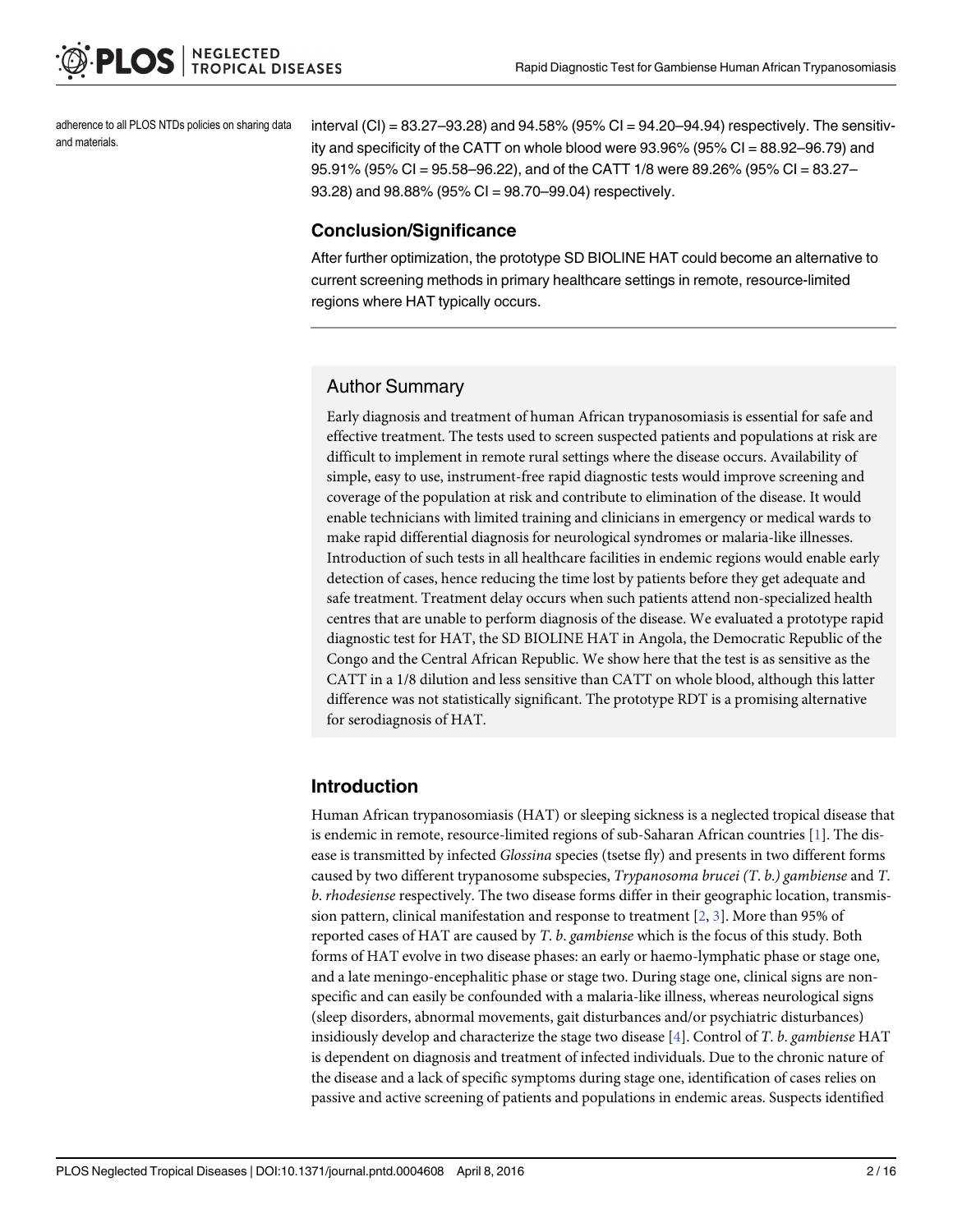adherence to all PLOS NTDs policies on sharing data and materials.

interval (CI) = 83.27–93.28) and 94.58% (95% CI = 94.20–94.94) respectively. The sensitivity and specificity of the CATT on whole blood were 93.96% (95% CI = 88.92–96.79) and 95.91% (95% CI = 95.58–96.22), and of the CATT 1/8 were 89.26% (95% CI = 83.27–93.28) and 98.88% (95% CI = 98.70–99.04) respectively.

### Conclusion/Significance

After further optimization, the prototype SD BIOLINE HAT could become an alternative to current screening methods in primary healthcare settings in remote, resource-limited regions where HAT typically occurs.

## Author Summary

Early diagnosis and treatment of human African trypanosomiasis is essential for safe and effective treatment. The tests used to screen suspected patients and populations at risk are difficult to implement in remote rural settings where the disease occurs. Availability of simple, easy to use, instrument-free rapid diagnostic tests would improve screening and coverage of the population at risk and contribute to elimination of the disease. It would enable technicians with limited training and clinicians in emergency or medical wards to make rapid differential diagnosis for neurological syndromes or malaria-like illnesses. Introduction of such tests in all healthcare facilities in endemic regions would enable early detection of cases, hence reducing the time lost by patients before they get adequate and safe treatment. Treatment delay occurs when such patients attend non-specialized health centres that are unable to perform diagnosis of the disease. We evaluated a prototype rapid diagnostic test for HAT, the SD BIOLINE HAT in Angola, the Democratic Republic of the Congo and the Central African Republic. We show here that the test is as sensitive as the CATT in a 1/8 dilution and less sensitive than CATT on whole blood, although this latter difference was not statistically significant. The prototype RDT is a promising alternative for serodiagnosis of HAT.

## Introduction

Human African trypanosomiasis (HAT) or sleeping sickness is a neglected tropical disease that is endemic in remote, resource-limited regions of sub-Saharan African countries [1]. The disease is transmitted by infected *Glossina* species (tsetse fly) and presents in two different forms caused by two different trypanosome subspecies, *Trypanosoma brucei (T. b.) gambiense* and *T. b. rhodesiense* respectively. The two disease forms differ in their geographic location, transmission pattern, clinical manifestation and response to treatment [2, 3]. More than 95% of reported cases of HAT are caused by *T. b. gambiense* which is the focus of this study. Both forms of HAT evolve in two disease phases: an early or haemo-lymphatic phase or stage one, and a late meningo-encephalitic phase or stage two. During stage one, clinical signs are non-specific and can easily be confounded with a malaria-like illness, whereas neurological signs (sleep disorders, abnormal movements, gait disturbances and/or psychiatric disturbances) insidiously develop and characterize the stage two disease [4]. Control of *T. b. gambiense* HAT is dependent on diagnosis and treatment of infected individuals. Due to the chronic nature of the disease and a lack of specific symptoms during stage one, identification of cases relies on passive and active screening of patients and populations in endemic areas. Suspects identified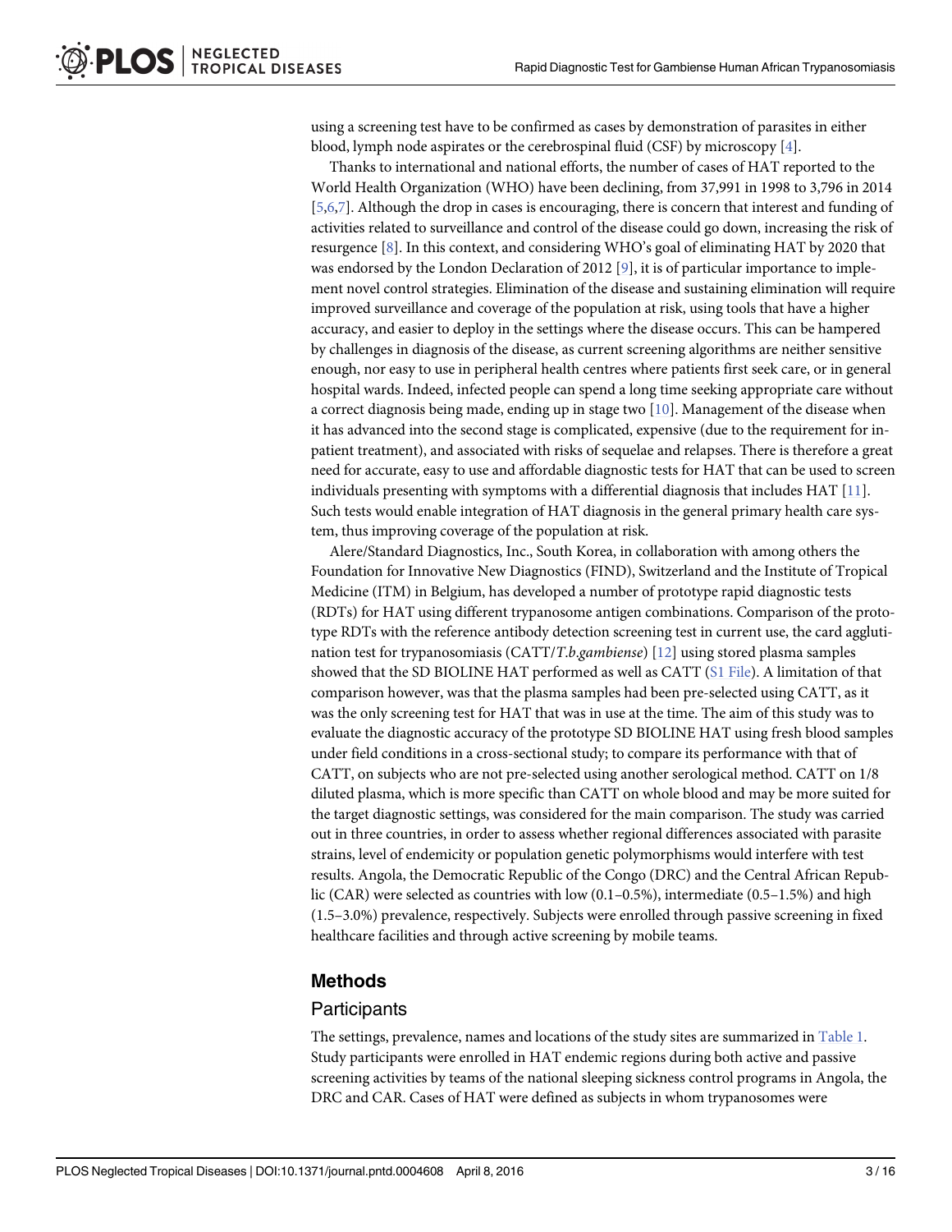using a screening test have to be confirmed as cases by demonstration of parasites in either blood, lymph node aspirates or the cerebrospinal fluid (CSF) by microscopy [4].

Thanks to international and national efforts, the number of cases of HAT reported to the World Health Organization (WHO) have been declining, from 37,991 in 1998 to 3,796 in 2014 [5,6,7]. Although the drop in cases is encouraging, there is concern that interest and funding of activities related to surveillance and control of the disease could go down, increasing the risk of resurgence [8]. In this context, and considering WHO's goal of eliminating HAT by 2020 that was endorsed by the London Declaration of 2012 [9], it is of particular importance to implement novel control strategies. Elimination of the disease and sustaining elimination will require improved surveillance and coverage of the population at risk, using tools that have a higher accuracy, and easier to deploy in the settings where the disease occurs. This can be hampered by challenges in diagnosis of the disease, as current screening algorithms are neither sensitive enough, nor easy to use in peripheral health centres where patients first seek care, or in general hospital wards. Indeed, infected people can spend a long time seeking appropriate care without a correct diagnosis being made, ending up in stage two [10]. Management of the disease when it has advanced into the second stage is complicated, expensive (due to the requirement for in-patient treatment), and associated with risks of sequelae and relapses. There is therefore a great need for accurate, easy to use and affordable diagnostic tests for HAT that can be used to screen individuals presenting with symptoms with a differential diagnosis that includes HAT [11]. Such tests would enable integration of HAT diagnosis in the general primary health care system, thus improving coverage of the population at risk.

Alere/Standard Diagnostics, Inc., South Korea, in collaboration with among others the Foundation for Innovative New Diagnostics (FIND), Switzerland and the Institute of Tropical Medicine (ITM) in Belgium, has developed a number of prototype rapid diagnostic tests (RDTs) for HAT using different trypanosome antigen combinations. Comparison of the prototype RDTs with the reference antibody detection screening test in current use, the card agglutination test for trypanosomiasis (CATT/*T.b.gambiense*) [12] using stored plasma samples showed that the SD BIOLINE HAT performed as well as CATT (S1 File). A limitation of that comparison however, was that the plasma samples had been pre-selected using CATT, as it was the only screening test for HAT that was in use at the time. The aim of this study was to evaluate the diagnostic accuracy of the prototype SD BIOLINE HAT using fresh blood samples under field conditions in a cross-sectional study; to compare its performance with that of CATT, on subjects who are not pre-selected using another serological method. CATT on 1/8 diluted plasma, which is more specific than CATT on whole blood and may be more suited for the target diagnostic settings, was considered for the main comparison. The study was carried out in three countries, in order to assess whether regional differences associated with parasite strains, level of endemicity or population genetic polymorphisms would interfere with test results. Angola, the Democratic Republic of the Congo (DRC) and the Central African Republic (CAR) were selected as countries with low (0.1–0.5%), intermediate (0.5–1.5%) and high (1.5–3.0%) prevalence, respectively. Subjects were enrolled through passive screening in fixed healthcare facilities and through active screening by mobile teams.

## Methods

### Participants

The settings, prevalence, names and locations of the study sites are summarized in Table 1. Study participants were enrolled in HAT endemic regions during both active and passive screening activities by teams of the national sleeping sickness control programs in Angola, the DRC and CAR. Cases of HAT were defined as subjects in whom trypanosomes were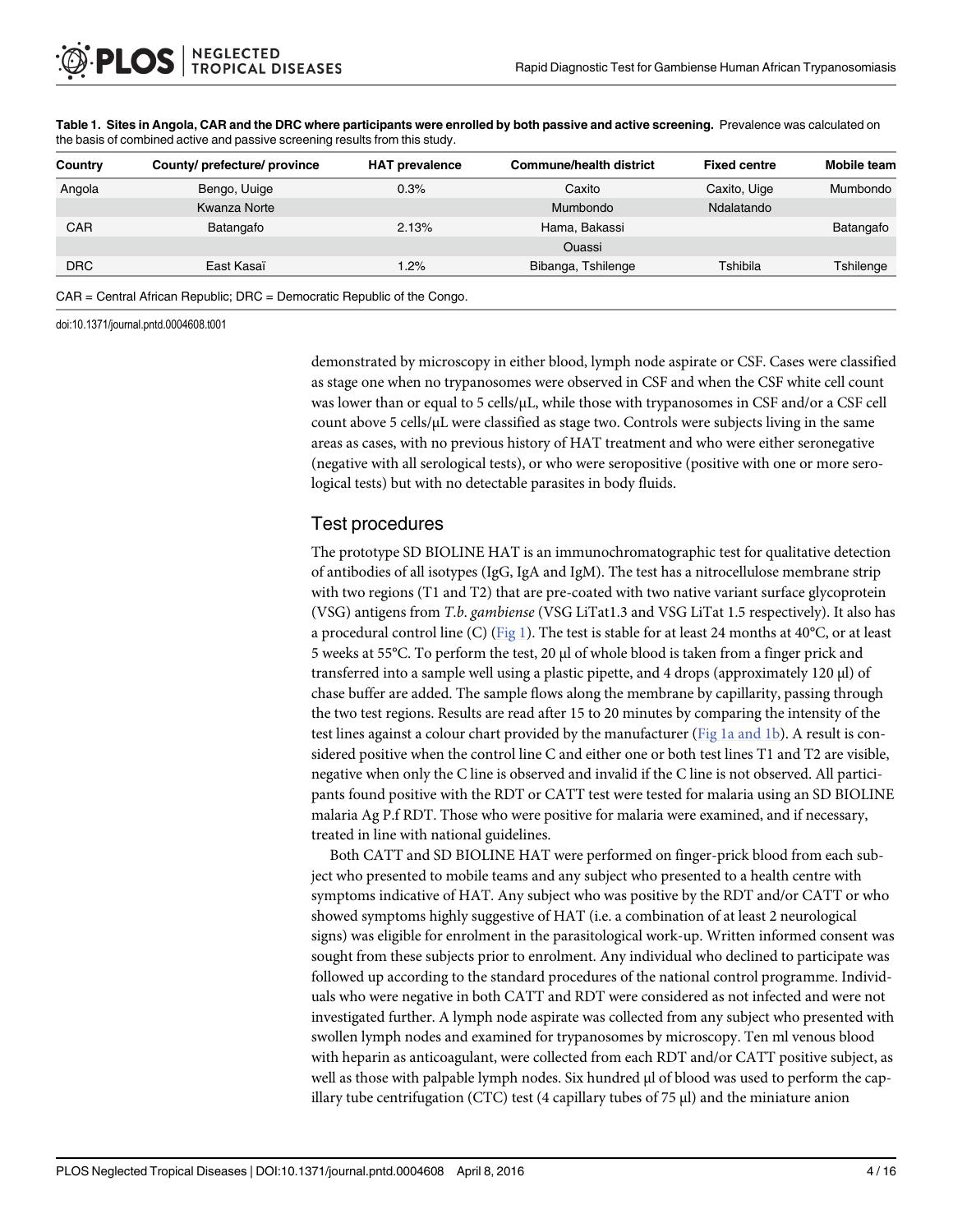**Table 1. Sites in Angola, CAR and the DRC where participants were enrolled by both passive and active screening.** Prevalence was calculated on the basis of combined active and passive screening results from this study.

| Country | County/ prefecture/ province | HAT prevalence | Commune/health district | Fixed centre | Mobile team |
|---|---|---|---|---|---|
| Angola | Bengo, Uuige | 0.3% | Caxito | Caxito, Uige | Mumbondo |
| | Kwanza Norte | | Mumbondo | Ndalatando | |
| CAR | Batangafo | 2.13% | Hama, Bakassi | | Batangafo |
| | | | Ouassi | | |
| DRC | East Kasaï | 1.2% | Bibanga, Tshilenge | Tshibila | Tshilenge |

CAR = Central African Republic; DRC = Democratic Republic of the Congo.

doi:10.1371/journal.pntd.0004608.t001

demonstrated by microscopy in either blood, lymph node aspirate or CSF. Cases were classified as stage one when no trypanosomes were observed in CSF and when the CSF white cell count was lower than or equal to 5 cells/μL, while those with trypanosomes in CSF and/or a CSF cell count above 5 cells/μL were classified as stage two. Controls were subjects living in the same areas as cases, with no previous history of HAT treatment and who were either seronegative (negative with all serological tests), or who were seropositive (positive with one or more serological tests) but with no detectable parasites in body fluids.

## Test procedures

The prototype SD BIOLINE HAT is an immunochromatographic test for qualitative detection of antibodies of all isotypes (IgG, IgA and IgM). The test has a nitrocellulose membrane strip with two regions (T1 and T2) that are pre-coated with two native variant surface glycoprotein (VSG) antigens from *T.b. gambiense* (VSG LiTat1.3 and VSG LiTat 1.5 respectively). It also has a procedural control line (C) (Fig 1). The test is stable for at least 24 months at 40°C, or at least 5 weeks at 55°C. To perform the test, 20 μl of whole blood is taken from a finger prick and transferred into a sample well using a plastic pipette, and 4 drops (approximately 120 μl) of chase buffer are added. The sample flows along the membrane by capillarity, passing through the two test regions. Results are read after 15 to 20 minutes by comparing the intensity of the test lines against a colour chart provided by the manufacturer (Fig 1a and 1b). A result is considered positive when the control line C and either one or both test lines T1 and T2 are visible, negative when only the C line is observed and invalid if the C line is not observed. All participants found positive with the RDT or CATT test were tested for malaria using an SD BIOLINE malaria Ag P.f RDT. Those who were positive for malaria were examined, and if necessary, treated in line with national guidelines.

Both CATT and SD BIOLINE HAT were performed on finger-prick blood from each subject who presented to mobile teams and any subject who presented to a health centre with symptoms indicative of HAT. Any subject who was positive by the RDT and/or CATT or who showed symptoms highly suggestive of HAT (i.e. a combination of at least 2 neurological signs) was eligible for enrolment in the parasitological work-up. Written informed consent was sought from these subjects prior to enrolment. Any individual who declined to participate was followed up according to the standard procedures of the national control programme. Individuals who were negative in both CATT and RDT were considered as not infected and were not investigated further. A lymph node aspirate was collected from any subject who presented with swollen lymph nodes and examined for trypanosomes by microscopy. Ten ml venous blood with heparin as anticoagulant, were collected from each RDT and/or CATT positive subject, as well as those with palpable lymph nodes. Six hundred μl of blood was used to perform the capillary tube centrifugation (CTC) test (4 capillary tubes of 75 μl) and the miniature anion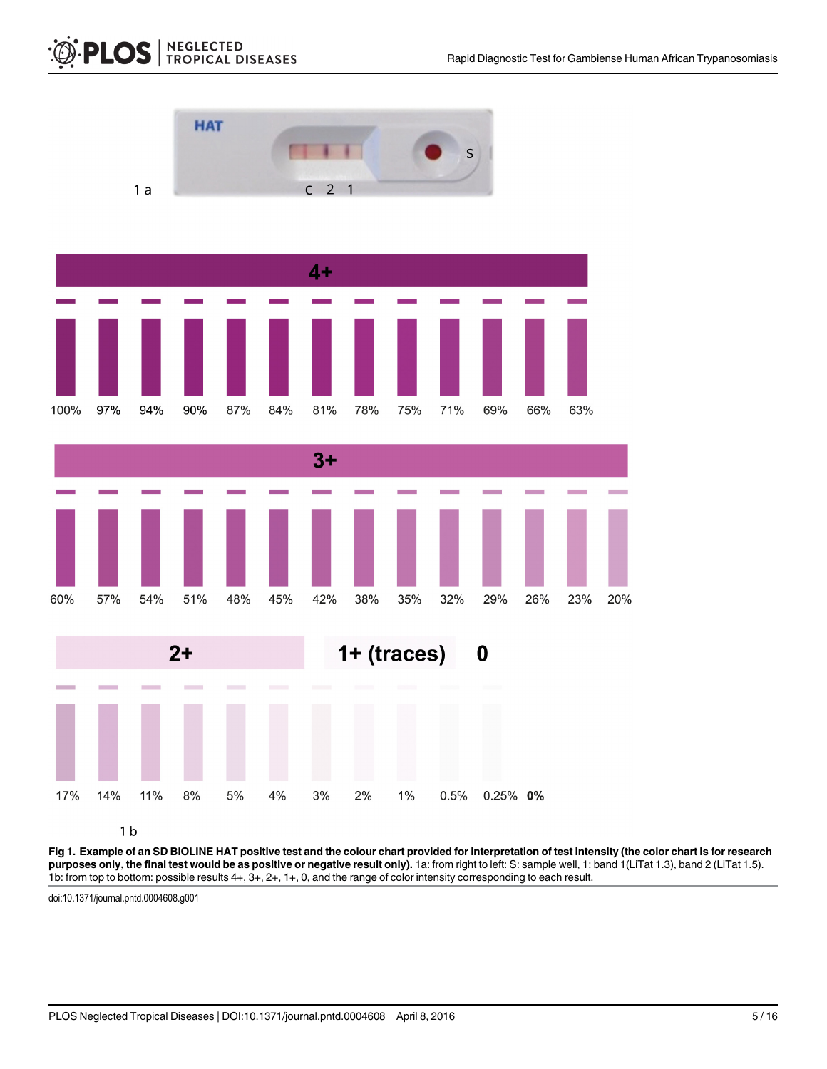1 a

HAT

S

C 2 1

4+

100% 97% 94% 90% 87% 84% 81% 78% 75% 71% 69% 66% 63%

3+

60% 57% 54% 51% 48% 45% 42% 38% 35% 32% 29% 26% 23% 20%

2+ 1+ (traces) 0

17% 14% 11% 8% 5% 4% 3% 2% 1% 0.5% 0.25% **0%**

1 b

**Fig 1. Example of an SD BIOLINE HAT positive test and the colour chart provided for interpretation of test intensity (the color chart is for research purposes only, the final test would be as positive or negative result only).** 1a: from right to left: S: sample well, 1: band 1(LiTat 1.3), band 2 (LiTat 1.5). 1b: from top to bottom: possible results 4+, 3+, 2+, 1+, 0, and the range of color intensity corresponding to each result.

doi:10.1371/journal.pntd.0004608.g001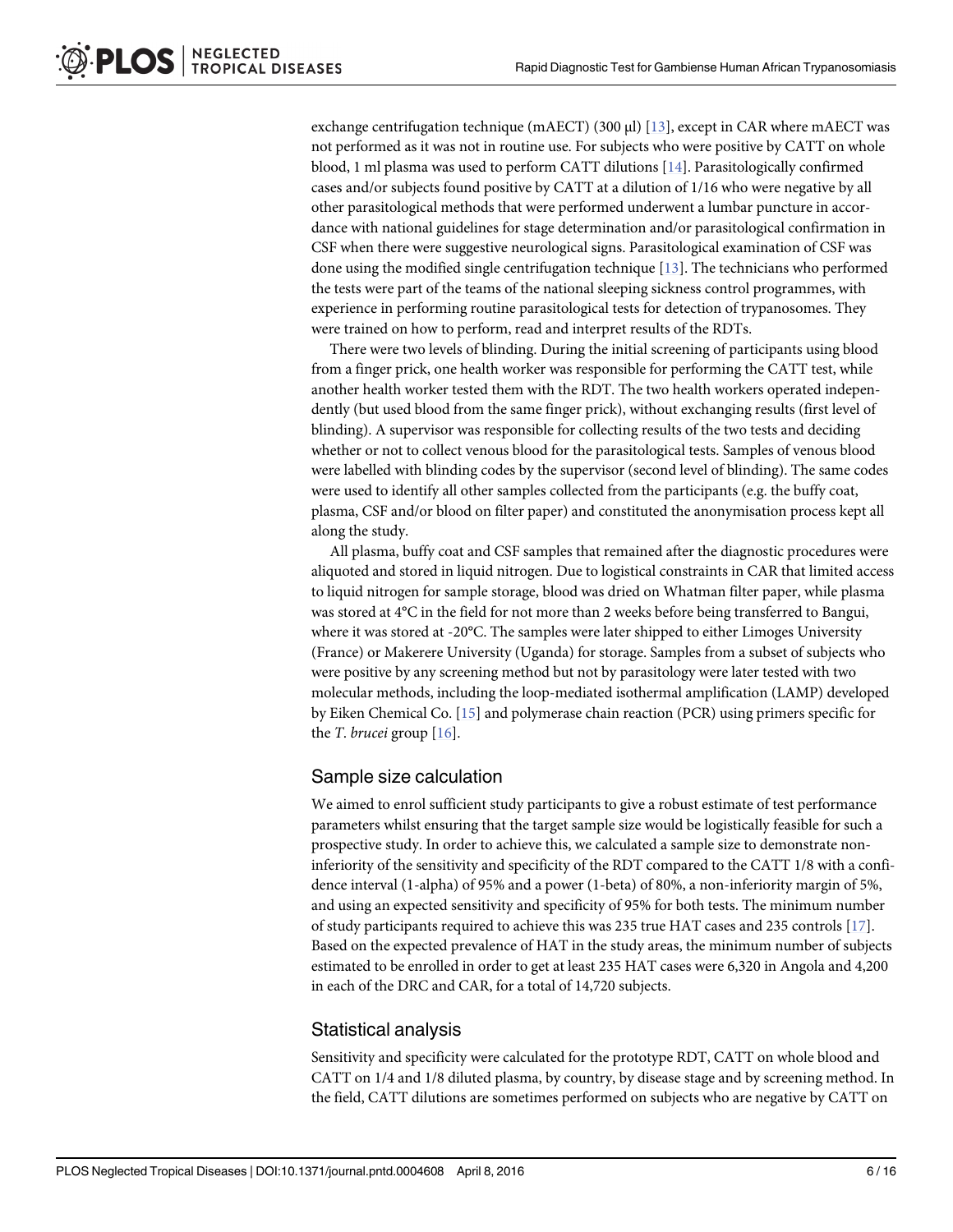exchange centrifugation technique (mAECT) (300 μl) [13], except in CAR where mAECT was not performed as it was not in routine use. For subjects who were positive by CATT on whole blood, 1 ml plasma was used to perform CATT dilutions [14]. Parasitologically confirmed cases and/or subjects found positive by CATT at a dilution of 1/16 who were negative by all other parasitological methods that were performed underwent a lumbar puncture in accordance with national guidelines for stage determination and/or parasitological confirmation in CSF when there were suggestive neurological signs. Parasitological examination of CSF was done using the modified single centrifugation technique [13]. The technicians who performed the tests were part of the teams of the national sleeping sickness control programmes, with experience in performing routine parasitological tests for detection of trypanosomes. They were trained on how to perform, read and interpret results of the RDTs.

There were two levels of blinding. During the initial screening of participants using blood from a finger prick, one health worker was responsible for performing the CATT test, while another health worker tested them with the RDT. The two health workers operated independently (but used blood from the same finger prick), without exchanging results (first level of blinding). A supervisor was responsible for collecting results of the two tests and deciding whether or not to collect venous blood for the parasitological tests. Samples of venous blood were labelled with blinding codes by the supervisor (second level of blinding). The same codes were used to identify all other samples collected from the participants (e.g. the buffy coat, plasma, CSF and/or blood on filter paper) and constituted the anonymisation process kept all along the study.

All plasma, buffy coat and CSF samples that remained after the diagnostic procedures were aliquoted and stored in liquid nitrogen. Due to logistical constraints in CAR that limited access to liquid nitrogen for sample storage, blood was dried on Whatman filter paper, while plasma was stored at 4°C in the field for not more than 2 weeks before being transferred to Bangui, where it was stored at -20°C. The samples were later shipped to either Limoges University (France) or Makerere University (Uganda) for storage. Samples from a subset of subjects who were positive by any screening method but not by parasitology were later tested with two molecular methods, including the loop-mediated isothermal amplification (LAMP) developed by Eiken Chemical Co. [15] and polymerase chain reaction (PCR) using primers specific for the *T. brucei* group [16].

## Sample size calculation

We aimed to enrol sufficient study participants to give a robust estimate of test performance parameters whilst ensuring that the target sample size would be logistically feasible for such a prospective study. In order to achieve this, we calculated a sample size to demonstrate non-inferiority of the sensitivity and specificity of the RDT compared to the CATT 1/8 with a confidence interval (1-alpha) of 95% and a power (1-beta) of 80%, a non-inferiority margin of 5%, and using an expected sensitivity and specificity of 95% for both tests. The minimum number of study participants required to achieve this was 235 true HAT cases and 235 controls [17]. Based on the expected prevalence of HAT in the study areas, the minimum number of subjects estimated to be enrolled in order to get at least 235 HAT cases were 6,320 in Angola and 4,200 in each of the DRC and CAR, for a total of 14,720 subjects.

## Statistical analysis

Sensitivity and specificity were calculated for the prototype RDT, CATT on whole blood and CATT on 1/4 and 1/8 diluted plasma, by country, by disease stage and by screening method. In the field, CATT dilutions are sometimes performed on subjects who are negative by CATT on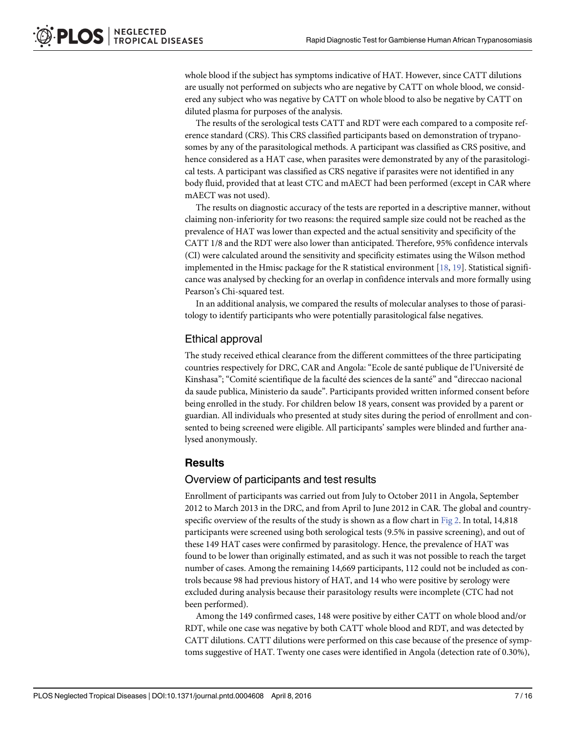whole blood if the subject has symptoms indicative of HAT. However, since CATT dilutions are usually not performed on subjects who are negative by CATT on whole blood, we considered any subject who was negative by CATT on whole blood to also be negative by CATT on diluted plasma for purposes of the analysis.

The results of the serological tests CATT and RDT were each compared to a composite reference standard (CRS). This CRS classified participants based on demonstration of trypanosomes by any of the parasitological methods. A participant was classified as CRS positive, and hence considered as a HAT case, when parasites were demonstrated by any of the parasitological tests. A participant was classified as CRS negative if parasites were not identified in any body fluid, provided that at least CTC and mAECT had been performed (except in CAR where mAECT was not used).

The results on diagnostic accuracy of the tests are reported in a descriptive manner, without claiming non-inferiority for two reasons: the required sample size could not be reached as the prevalence of HAT was lower than expected and the actual sensitivity and specificity of the CATT 1/8 and the RDT were also lower than anticipated. Therefore, 95% confidence intervals (CI) were calculated around the sensitivity and specificity estimates using the Wilson method implemented in the Hmisc package for the R statistical environment [18, 19]. Statistical significance was analysed by checking for an overlap in confidence intervals and more formally using Pearson's Chi-squared test.

In an additional analysis, we compared the results of molecular analyses to those of parasitology to identify participants who were potentially parasitological false negatives.

## Ethical approval

The study received ethical clearance from the different committees of the three participating countries respectively for DRC, CAR and Angola: "Ecole de santé publique de l'Université de Kinshasa"; "Comité scientifique de la faculté des sciences de la santé" and "direccao nacional da saude publica, Ministerio da saude". Participants provided written informed consent before being enrolled in the study. For children below 18 years, consent was provided by a parent or guardian. All individuals who presented at study sites during the period of enrollment and consented to being screened were eligible. All participants' samples were blinded and further analysed anonymously.

# Results

## Overview of participants and test results

Enrollment of participants was carried out from July to October 2011 in Angola, September 2012 to March 2013 in the DRC, and from April to June 2012 in CAR. The global and country-specific overview of the results of the study is shown as a flow chart in Fig 2. In total, 14,818 participants were screened using both serological tests (9.5% in passive screening), and out of these 149 HAT cases were confirmed by parasitology. Hence, the prevalence of HAT was found to be lower than originally estimated, and as such it was not possible to reach the target number of cases. Among the remaining 14,669 participants, 112 could not be included as controls because 98 had previous history of HAT, and 14 who were positive by serology were excluded during analysis because their parasitology results were incomplete (CTC had not been performed).

Among the 149 confirmed cases, 148 were positive by either CATT on whole blood and/or RDT, while one case was negative by both CATT whole blood and RDT, and was detected by CATT dilutions. CATT dilutions were performed on this case because of the presence of symptoms suggestive of HAT. Twenty one cases were identified in Angola (detection rate of 0.30%),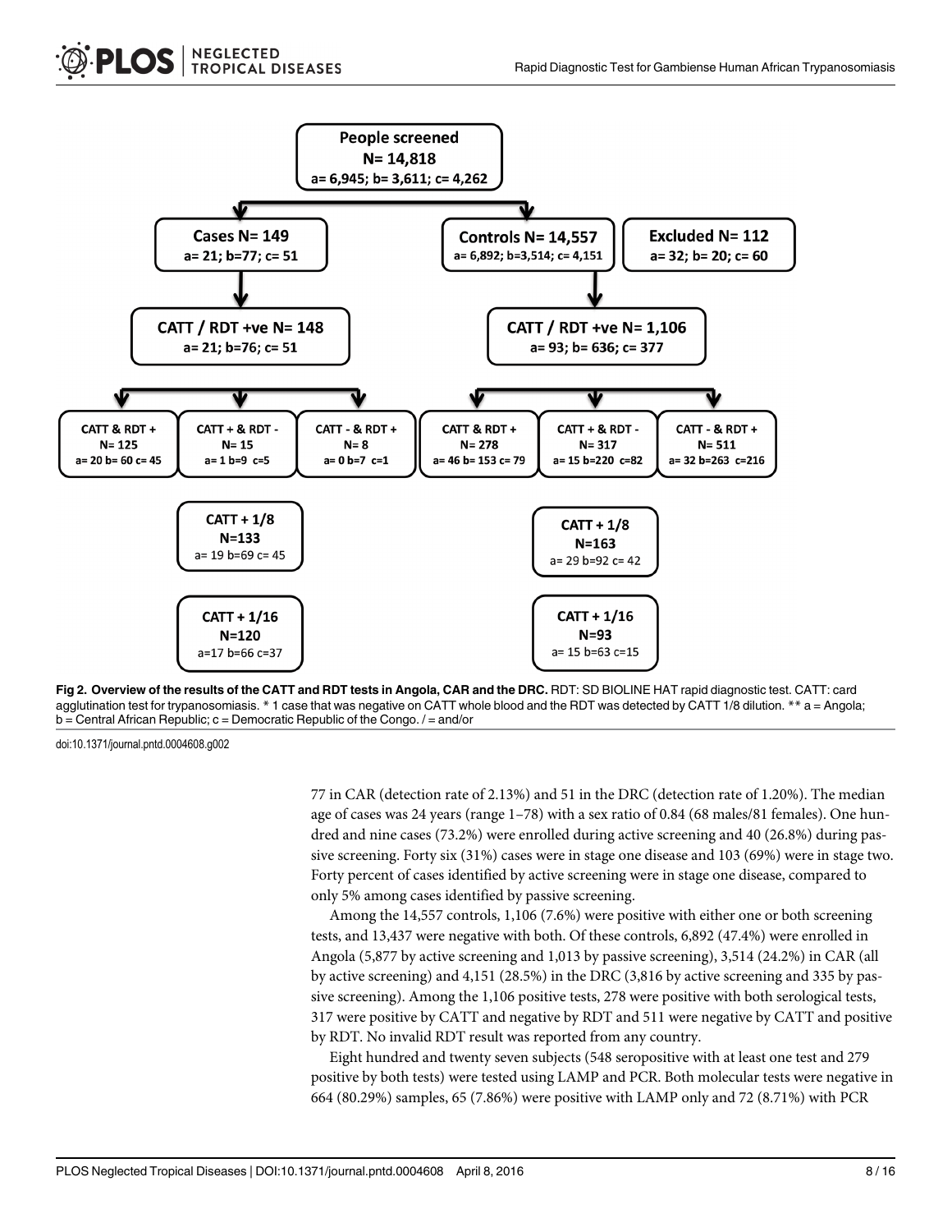Fig 2. Overview of the results of the CATT and RDT tests in Angola, CAR and the DRC. RDT: SD BIOLINE HAT rapid diagnostic test. CATT: card agglutination test for trypanosomiasis. * 1 case that was negative on CATT whole blood and the RDT was detected by CATT 1/8 dilution. ** a = Angola; b = Central African Republic; c = Democratic Republic of the Congo. / = and/or

doi:10.1371/journal.pntd.0004608.g002

77 in CAR (detection rate of 2.13%) and 51 in the DRC (detection rate of 1.20%). The median age of cases was 24 years (range 1–78) with a sex ratio of 0.84 (68 males/81 females). One hundred and nine cases (73.2%) were enrolled during active screening and 40 (26.8%) during passive screening. Forty six (31%) cases were in stage one disease and 103 (69%) were in stage two. Forty percent of cases identified by active screening were in stage one disease, compared to only 5% among cases identified by passive screening.

Among the 14,557 controls, 1,106 (7.6%) were positive with either one or both screening tests, and 13,437 were negative with both. Of these controls, 6,892 (47.4%) were enrolled in Angola (5,877 by active screening and 1,013 by passive screening), 3,514 (24.2%) in CAR (all by active screening) and 4,151 (28.5%) in the DRC (3,816 by active screening and 335 by passive screening). Among the 1,106 positive tests, 278 were positive with both serological tests, 317 were positive by CATT and negative by RDT and 511 were negative by CATT and positive by RDT. No invalid RDT result was reported from any country.

Eight hundred and twenty seven subjects (548 seropositive with at least one test and 279 positive by both tests) were tested using LAMP and PCR. Both molecular tests were negative in 664 (80.29%) samples, 65 (7.86%) were positive with LAMP only and 72 (8.71%) with PCR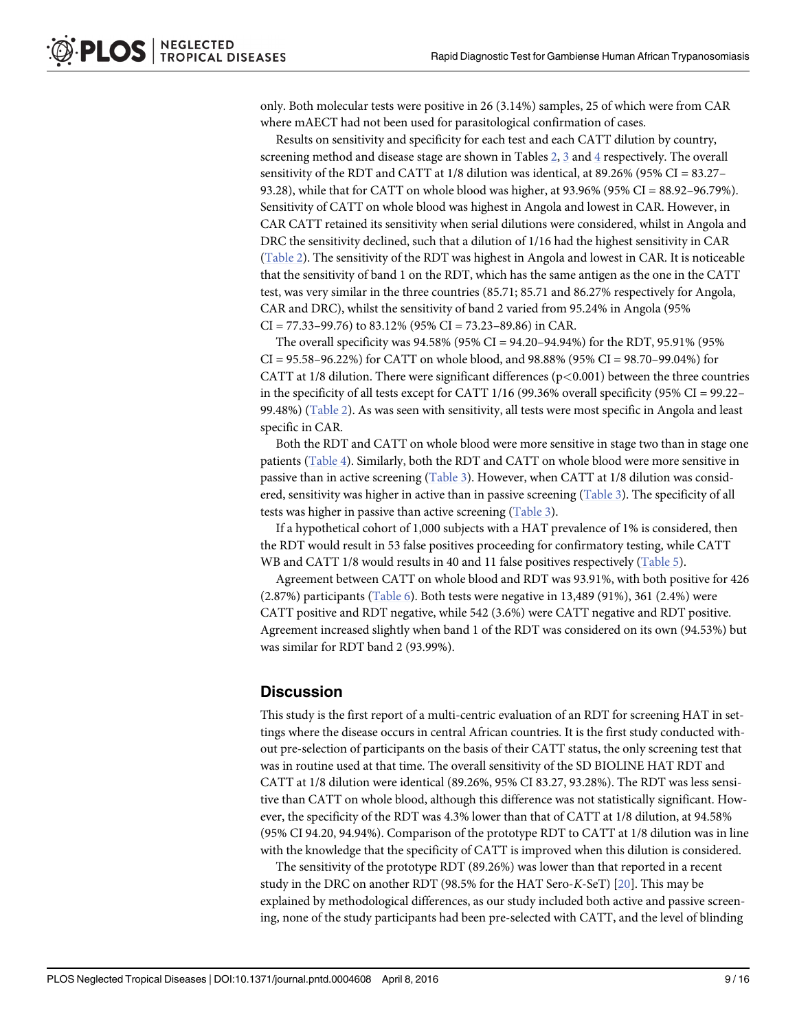only. Both molecular tests were positive in 26 (3.14%) samples, 25 of which were from CAR where mAECT had not been used for parasitological confirmation of cases.

Results on sensitivity and specificity for each test and each CATT dilution by country, screening method and disease stage are shown in Tables 2, 3 and 4 respectively. The overall sensitivity of the RDT and CATT at 1/8 dilution was identical, at 89.26% (95% CI = 83.27–93.28), while that for CATT on whole blood was higher, at 93.96% (95% CI = 88.92–96.79%). Sensitivity of CATT on whole blood was highest in Angola and lowest in CAR. However, in CAR CATT retained its sensitivity when serial dilutions were considered, whilst in Angola and DRC the sensitivity declined, such that a dilution of 1/16 had the highest sensitivity in CAR (Table 2). The sensitivity of the RDT was highest in Angola and lowest in CAR. It is noticeable that the sensitivity of band 1 on the RDT, which has the same antigen as the one in the CATT test, was very similar in the three countries (85.71; 85.71 and 86.27% respectively for Angola, CAR and DRC), whilst the sensitivity of band 2 varied from 95.24% in Angola (95% CI = 77.33–99.76) to 83.12% (95% CI = 73.23–89.86) in CAR.

The overall specificity was 94.58% (95% CI = 94.20–94.94%) for the RDT, 95.91% (95% CI = 95.58–96.22%) for CATT on whole blood, and 98.88% (95% CI = 98.70–99.04%) for CATT at 1/8 dilution. There were significant differences ($p<0.001$) between the three countries in the specificity of all tests except for CATT 1/16 (99.36% overall specificity (95% CI = 99.22–99.48%) (Table 2). As was seen with sensitivity, all tests were most specific in Angola and least specific in CAR.

Both the RDT and CATT on whole blood were more sensitive in stage two than in stage one patients (Table 4). Similarly, both the RDT and CATT on whole blood were more sensitive in passive than in active screening (Table 3). However, when CATT at 1/8 dilution was considered, sensitivity was higher in active than in passive screening (Table 3). The specificity of all tests was higher in passive than active screening (Table 3).

If a hypothetical cohort of 1,000 subjects with a HAT prevalence of 1% is considered, then the RDT would result in 53 false positives proceeding for confirmatory testing, while CATT WB and CATT 1/8 would results in 40 and 11 false positives respectively (Table 5).

Agreement between CATT on whole blood and RDT was 93.91%, with both positive for 426 (2.87%) participants (Table 6). Both tests were negative in 13,489 (91%), 361 (2.4%) were CATT positive and RDT negative, while 542 (3.6%) were CATT negative and RDT positive. Agreement increased slightly when band 1 of the RDT was considered on its own (94.53%) but was similar for RDT band 2 (93.99%).

## Discussion

This study is the first report of a multi-centric evaluation of an RDT for screening HAT in settings where the disease occurs in central African countries. It is the first study conducted without pre-selection of participants on the basis of their CATT status, the only screening test that was in routine used at that time. The overall sensitivity of the SD BIOLINE HAT RDT and CATT at 1/8 dilution were identical (89.26%, 95% CI 83.27, 93.28%). The RDT was less sensitive than CATT on whole blood, although this difference was not statistically significant. However, the specificity of the RDT was 4.3% lower than that of CATT at 1/8 dilution, at 94.58% (95% CI 94.20, 94.94%). Comparison of the prototype RDT to CATT at 1/8 dilution was in line with the knowledge that the specificity of CATT is improved when this dilution is considered.

The sensitivity of the prototype RDT (89.26%) was lower than that reported in a recent study in the DRC on another RDT (98.5% for the HAT Sero-*K*-SeT) [20]. This may be explained by methodological differences, as our study included both active and passive screening, none of the study participants had been pre-selected with CATT, and the level of blinding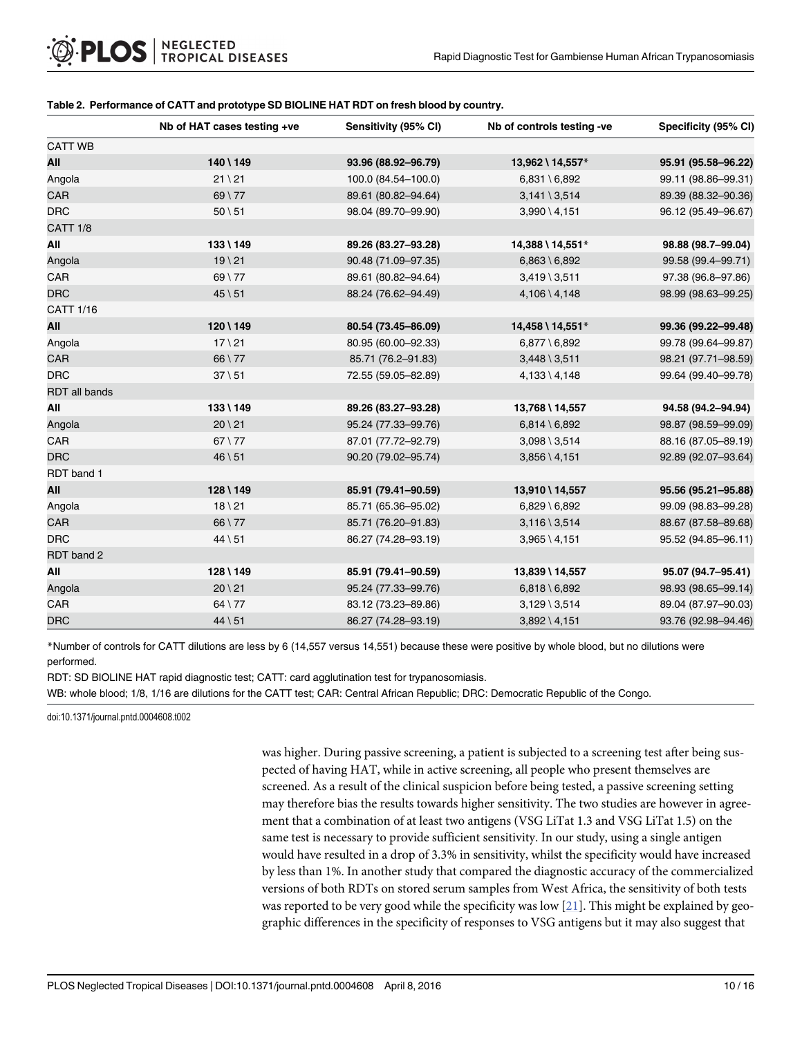**Table 2. Performance of CATT and prototype SD BIOLINE HAT RDT on fresh blood by country.**

| | Nb of HAT cases testing +ve | Sensitivity (95% CI) | Nb of controls testing -ve | Specificity (95% CI) |
|---|---|---|---|---|
| CATT WB | | | | |
| **All** | **140 \ 149** | **93.96 (88.92–96.79)** | **13,962 \ 14,557*** | **95.91 (95.58–96.22)** |
| Angola | 21 \ 21 | 100.0 (84.54–100.0) | 6,831 \ 6,892 | 99.11 (98.86–99.31) |
| CAR | 69 \ 77 | 89.61 (80.82–94.64) | 3,141 \ 3,514 | 89.39 (88.32–90.36) |
| DRC | 50 \ 51 | 98.04 (89.70–99.90) | 3,990 \ 4,151 | 96.12 (95.49–96.67) |
| CATT 1/8 | | | | |
| **All** | **133 \ 149** | **89.26 (83.27–93.28)** | **14,388 \ 14,551*** | **98.88 (98.7–99.04)** |
| Angola | 19 \ 21 | 90.48 (71.09–97.35) | 6,863 \ 6,892 | 99.58 (99.4–99.71) |
| CAR | 69 \ 77 | 89.61 (80.82–94.64) | 3,419 \ 3,511 | 97.38 (96.8–97.86) |
| DRC | 45 \ 51 | 88.24 (76.62–94.49) | 4,106 \ 4,148 | 98.99 (98.63–99.25) |
| CATT 1/16 | | | | |
| **All** | **120 \ 149** | **80.54 (73.45–86.09)** | **14,458 \ 14,551*** | **99.36 (99.22–99.48)** |
| Angola | 17 \ 21 | 80.95 (60.00–92.33) | 6,877 \ 6,892 | 99.78 (99.64–99.87) |
| CAR | 66 \ 77 | 85.71 (76.2–91.83) | 3,448 \ 3,511 | 98.21 (97.71–98.59) |
| DRC | 37 \ 51 | 72.55 (59.05–82.89) | 4,133 \ 4,148 | 99.64 (99.40–99.78) |
| RDT all bands | | | | |
| **All** | **133 \ 149** | **89.26 (83.27–93.28)** | **13,768 \ 14,557** | **94.58 (94.2–94.94)** |
| Angola | 20 \ 21 | 95.24 (77.33–99.76) | 6,814 \ 6,892 | 98.87 (98.59–99.09) |
| CAR | 67 \ 77 | 87.01 (77.72–92.79) | 3,098 \ 3,514 | 88.16 (87.05–89.19) |
| DRC | 46 \ 51 | 90.20 (79.02–95.74) | 3,856 \ 4,151 | 92.89 (92.07–93.64) |
| RDT band 1 | | | | |
| **All** | **128 \ 149** | **85.91 (79.41–90.59)** | **13,910 \ 14,557** | **95.56 (95.21–95.88)** |
| Angola | 18 \ 21 | 85.71 (65.36–95.02) | 6,829 \ 6,892 | 99.09 (98.83–99.28) |
| CAR | 66 \ 77 | 85.71 (76.20–91.83) | 3,116 \ 3,514 | 88.67 (87.58–89.68) |
| DRC | 44 \ 51 | 86.27 (74.28–93.19) | 3,965 \ 4,151 | 95.52 (94.85–96.11) |
| RDT band 2 | | | | |
| **All** | **128 \ 149** | **85.91 (79.41–90.59)** | **13,839 \ 14,557** | **95.07 (94.7–95.41)** |
| Angola | 20 \ 21 | 95.24 (77.33–99.76) | 6,818 \ 6,892 | 98.93 (98.65–99.14) |
| CAR | 64 \ 77 | 83.12 (73.23–89.86) | 3,129 \ 3,514 | 89.04 (87.97–90.03) |
| DRC | 44 \ 51 | 86.27 (74.28–93.19) | 3,892 \ 4,151 | 93.76 (92.98–94.46) |

*Number of controls for CATT dilutions are less by 6 (14,557 versus 14,551) because these were positive by whole blood, but no dilutions were performed.

RDT: SD BIOLINE HAT rapid diagnostic test; CATT: card agglutination test for trypanosomiasis.

WB: whole blood; 1/8, 1/16 are dilutions for the CATT test; CAR: Central African Republic; DRC: Democratic Republic of the Congo.

doi:10.1371/journal.pntd.0004608.t002

was higher. During passive screening, a patient is subjected to a screening test after being suspected of having HAT, while in active screening, all people who present themselves are screened. As a result of the clinical suspicion before being tested, a passive screening setting may therefore bias the results towards higher sensitivity. The two studies are however in agreement that a combination of at least two antigens (VSG LiTat 1.3 and VSG LiTat 1.5) on the same test is necessary to provide sufficient sensitivity. In our study, using a single antigen would have resulted in a drop of 3.3% in sensitivity, whilst the specificity would have increased by less than 1%. In another study that compared the diagnostic accuracy of the commercialized versions of both RDTs on stored serum samples from West Africa, the sensitivity of both tests was reported to be very good while the specificity was low [21]. This might be explained by geographic differences in the specificity of responses to VSG antigens but it may also suggest that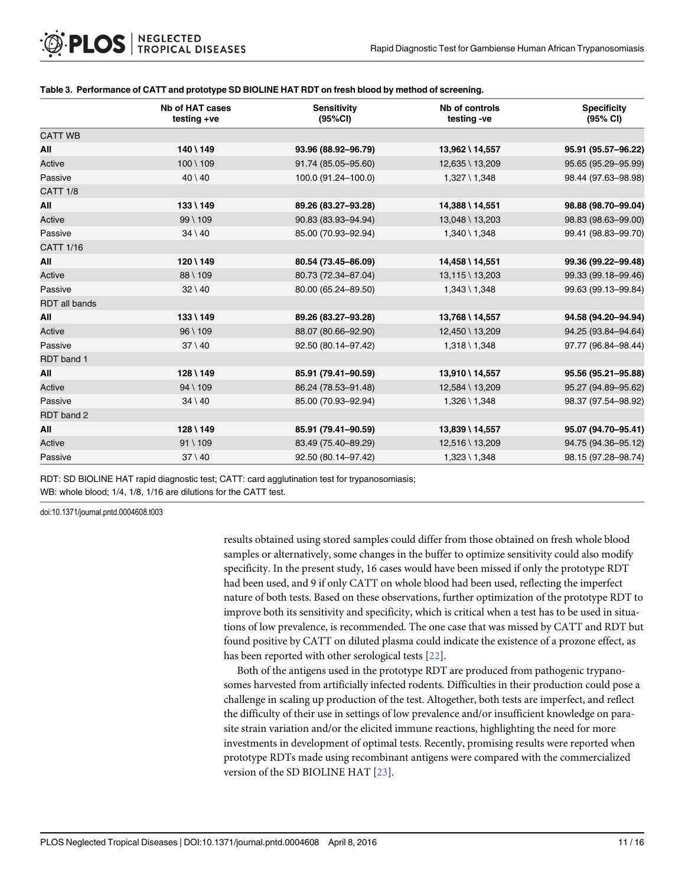**Table 3. Performance of CATT and prototype SD BIOLINE HAT RDT on fresh blood by method of screening.**

| | Nb of HAT cases testing +ve | Sensitivity (95%CI) | Nb of controls testing -ve | Specificity (95% CI) |
|---|---|---|---|---|
| CATT WB | | | | |
| **All** | **140 \ 149** | **93.96 (88.92–96.79)** | **13,962 \ 14,557** | **95.91 (95.57–96.22)** |
| Active | 100 \ 109 | 91.74 (85.05–95.60) | 12,635 \ 13,209 | 95.65 (95.29–95.99) |
| Passive | 40 \ 40 | 100.0 (91.24–100.0) | 1,327 \ 1,348 | 98.44 (97.63–98.98) |
| CATT 1/8 | | | | |
| **All** | **133 \ 149** | **89.26 (83.27–93.28)** | **14,388 \ 14,551** | **98.88 (98.70–99.04)** |
| Active | 99 \ 109 | 90.83 (83.93–94.94) | 13,048 \ 13,203 | 98.83 (98.63–99.00) |
| Passive | 34 \ 40 | 85.00 (70.93–92.94) | 1,340 \ 1,348 | 99.41 (98.83–99.70) |
| CATT 1/16 | | | | |
| **All** | **120 \ 149** | **80.54 (73.45–86.09)** | **14,458 \ 14,551** | **99.36 (99.22–99.48)** |
| Active | 88 \ 109 | 80.73 (72.34–87.04) | 13,115 \ 13,203 | 99.33 (99.18–99.46) |
| Passive | 32 \ 40 | 80.00 (65.24–89.50) | 1,343 \ 1,348 | 99.63 (99.13–99.84) |
| RDT all bands | | | | |
| **All** | **133 \ 149** | **89.26 (83.27–93.28)** | **13,768 \ 14,557** | **94.58 (94.20–94.94)** |
| Active | 96 \ 109 | 88.07 (80.66–92.90) | 12,450 \ 13,209 | 94.25 (93.84–94.64) |
| Passive | 37 \ 40 | 92.50 (80.14–97.42) | 1,318 \ 1,348 | 97.77 (96.84–98.44) |
| RDT band 1 | | | | |
| **All** | **128 \ 149** | **85.91 (79.41–90.59)** | **13,910 \ 14,557** | **95.56 (95.21–95.88)** |
| Active | 94 \ 109 | 86.24 (78.53–91.48) | 12,584 \ 13,209 | 95.27 (94.89–95.62) |
| Passive | 34 \ 40 | 85.00 (70.93–92.94) | 1,326 \ 1,348 | 98.37 (97.54–98.92) |
| RDT band 2 | | | | |
| **All** | **128 \ 149** | **85.91 (79.41–90.59)** | **13,839 \ 14,557** | **95.07 (94.70–95.41)** |
| Active | 91 \ 109 | 83.49 (75.40–89.29) | 12,516 \ 13,209 | 94.75 (94.36–95.12) |
| Passive | 37 \ 40 | 92.50 (80.14–97.42) | 1,323 \ 1,348 | 98.15 (97.28–98.74) |

RDT: SD BIOLINE HAT rapid diagnostic test; CATT: card agglutination test for trypanosomiasis; WB: whole blood; 1/4, 1/8, 1/16 are dilutions for the CATT test.

doi:10.1371/journal.pntd.0004608.t003

results obtained using stored samples could differ from those obtained on fresh whole blood samples or alternatively, some changes in the buffer to optimize sensitivity could also modify specificity. In the present study, 16 cases would have been missed if only the prototype RDT had been used, and 9 if only CATT on whole blood had been used, reflecting the imperfect nature of both tests. Based on these observations, further optimization of the prototype RDT to improve both its sensitivity and specificity, which is critical when a test has to be used in situations of low prevalence, is recommended. The one case that was missed by CATT and RDT but found positive by CATT on diluted plasma could indicate the existence of a prozone effect, as has been reported with other serological tests [22].

Both of the antigens used in the prototype RDT are produced from pathogenic trypanosomes harvested from artificially infected rodents. Difficulties in their production could pose a challenge in scaling up production of the test. Altogether, both tests are imperfect, and reflect the difficulty of their use in settings of low prevalence and/or insufficient knowledge on parasite strain variation and/or the elicited immune reactions, highlighting the need for more investments in development of optimal tests. Recently, promising results were reported when prototype RDTs made using recombinant antigens were compared with the commercialized version of the SD BIOLINE HAT [23].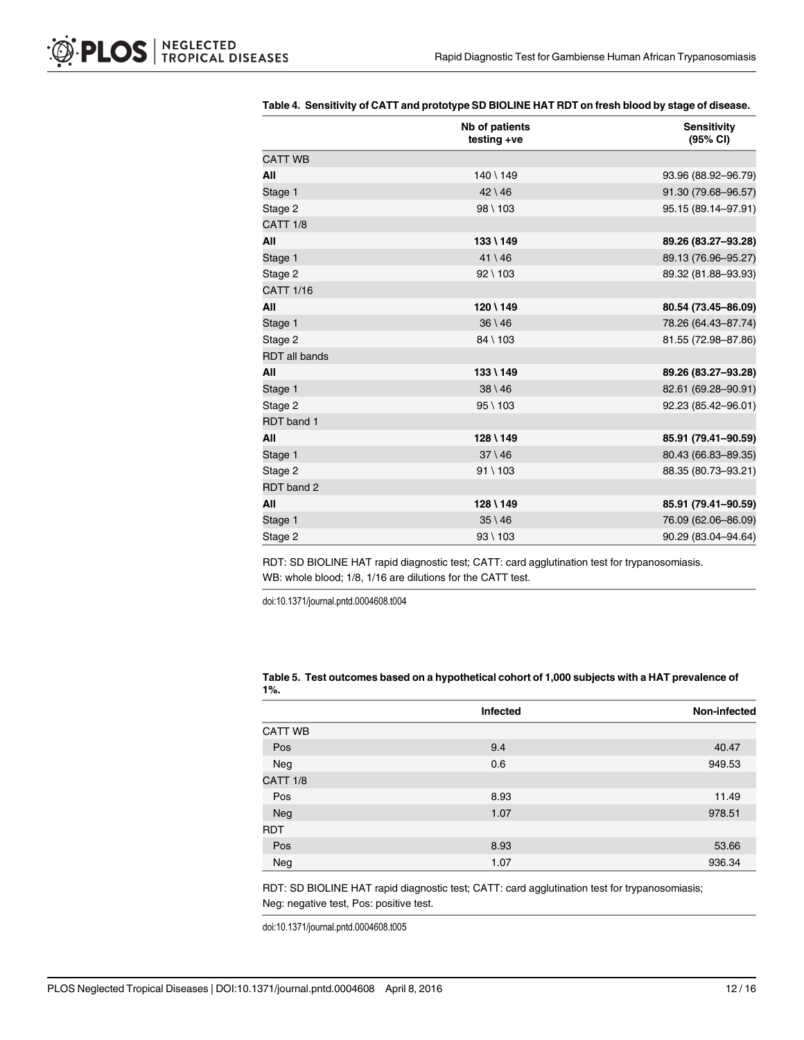**Table 4. Sensitivity of CATT and prototype SD BIOLINE HAT RDT on fresh blood by stage of disease.**

| | Nb of patients testing +ve | Sensitivity (95% CI) |
|---|---|---|
| CATT WB | | |
| **All** | 140 \ 149 | 93.96 (88.92–96.79) |
| Stage 1 | 42 \ 46 | 91.30 (79.68–96.57) |
| Stage 2 | 98 \ 103 | 95.15 (89.14–97.91) |
| CATT 1/8 | | |
| **All** | **133 \ 149** | **89.26 (83.27–93.28)** |
| Stage 1 | 41 \ 46 | 89.13 (76.96–95.27) |
| Stage 2 | 92 \ 103 | 89.32 (81.88–93.93) |
| CATT 1/16 | | |
| **All** | **120 \ 149** | **80.54 (73.45–86.09)** |
| Stage 1 | 36 \ 46 | 78.26 (64.43–87.74) |
| Stage 2 | 84 \ 103 | 81.55 (72.98–87.86) |
| RDT all bands | | |
| **All** | **133 \ 149** | **89.26 (83.27–93.28)** |
| Stage 1 | 38 \ 46 | 82.61 (69.28–90.91) |
| Stage 2 | 95 \ 103 | 92.23 (85.42–96.01) |
| RDT band 1 | | |
| **All** | **128 \ 149** | **85.91 (79.41–90.59)** |
| Stage 1 | 37 \ 46 | 80.43 (66.83–89.35) |
| Stage 2 | 91 \ 103 | 88.35 (80.73–93.21) |
| RDT band 2 | | |
| **All** | **128 \ 149** | **85.91 (79.41–90.59)** |
| Stage 1 | 35 \ 46 | 76.09 (62.06–86.09) |
| Stage 2 | 93 \ 103 | 90.29 (83.04–94.64) |

RDT: SD BIOLINE HAT rapid diagnostic test; CATT: card agglutination test for trypanosomiasis.
WB: whole blood; 1/8, 1/16 are dilutions for the CATT test.

doi:10.1371/journal.pntd.0004608.t004

**Table 5. Test outcomes based on a hypothetical cohort of 1,000 subjects with a HAT prevalence of 1%.**

| | Infected | Non-infected |
|---|---|---|
| CATT WB | | |
| Pos | 9.4 | 40.47 |
| Neg | 0.6 | 949.53 |
| CATT 1/8 | | |
| Pos | 8.93 | 11.49 |
| Neg | 1.07 | 978.51 |
| RDT | | |
| Pos | 8.93 | 53.66 |
| Neg | 1.07 | 936.34 |

RDT: SD BIOLINE HAT rapid diagnostic test; CATT: card agglutination test for trypanosomiasis;
Neg: negative test, Pos: positive test.

doi:10.1371/journal.pntd.0004608.t005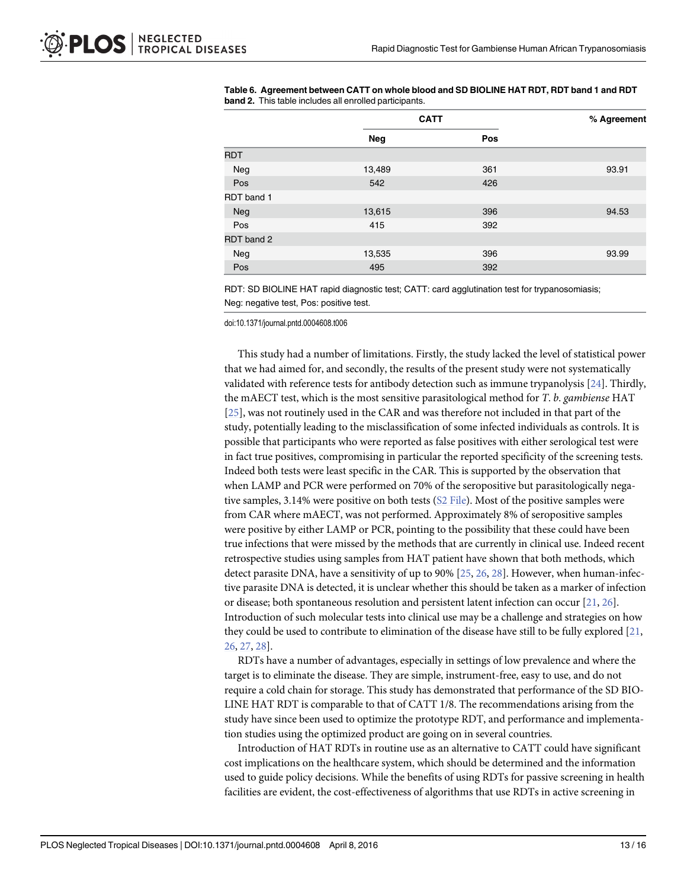**Table 6. Agreement between CATT on whole blood and SD BIOLINE HAT RDT, RDT band 1 and RDT band 2.** This table includes all enrolled participants.

| | CATT | | % Agreement |
|---|---|---|---|
| | Neg | Pos | |
| RDT | | | |
| Neg | 13,489 | 361 | 93.91 |
| Pos | 542 | 426 | |
| RDT band 1 | | | |
| Neg | 13,615 | 396 | 94.53 |
| Pos | 415 | 392 | |
| RDT band 2 | | | |
| Neg | 13,535 | 396 | 93.99 |
| Pos | 495 | 392 | |

RDT: SD BIOLINE HAT rapid diagnostic test; CATT: card agglutination test for trypanosomiasis; Neg: negative test, Pos: positive test.

doi:10.1371/journal.pntd.0004608.t006

This study had a number of limitations. Firstly, the study lacked the level of statistical power that we had aimed for, and secondly, the results of the present study were not systematically validated with reference tests for antibody detection such as immune trypanolysis [24]. Thirdly, the mAECT test, which is the most sensitive parasitological method for *T. b. gambiense* HAT [25], was not routinely used in the CAR and was therefore not included in that part of the study, potentially leading to the misclassification of some infected individuals as controls. It is possible that participants who were reported as false positives with either serological test were in fact true positives, compromising in particular the reported specificity of the screening tests. Indeed both tests were least specific in the CAR. This is supported by the observation that when LAMP and PCR were performed on 70% of the seropositive but parasitologically negative samples, 3.14% were positive on both tests (S2 File). Most of the positive samples were from CAR where mAECT, was not performed. Approximately 8% of seropositive samples were positive by either LAMP or PCR, pointing to the possibility that these could have been true infections that were missed by the methods that are currently in clinical use. Indeed recent retrospective studies using samples from HAT patient have shown that both methods, which detect parasite DNA, have a sensitivity of up to 90% [25, 26, 28]. However, when human-infective parasite DNA is detected, it is unclear whether this should be taken as a marker of infection or disease; both spontaneous resolution and persistent latent infection can occur [21, 26]. Introduction of such molecular tests into clinical use may be a challenge and strategies on how they could be used to contribute to elimination of the disease have still to be fully explored [21, 26, 27, 28].

RDTs have a number of advantages, especially in settings of low prevalence and where the target is to eliminate the disease. They are simple, instrument-free, easy to use, and do not require a cold chain for storage. This study has demonstrated that performance of the SD BIOLINE HAT RDT is comparable to that of CATT 1/8. The recommendations arising from the study have since been used to optimize the prototype RDT, and performance and implementation studies using the optimized product are going on in several countries.

Introduction of HAT RDTs in routine use as an alternative to CATT could have significant cost implications on the healthcare system, which should be determined and the information used to guide policy decisions. While the benefits of using RDTs for passive screening in health facilities are evident, the cost-effectiveness of algorithms that use RDTs in active screening in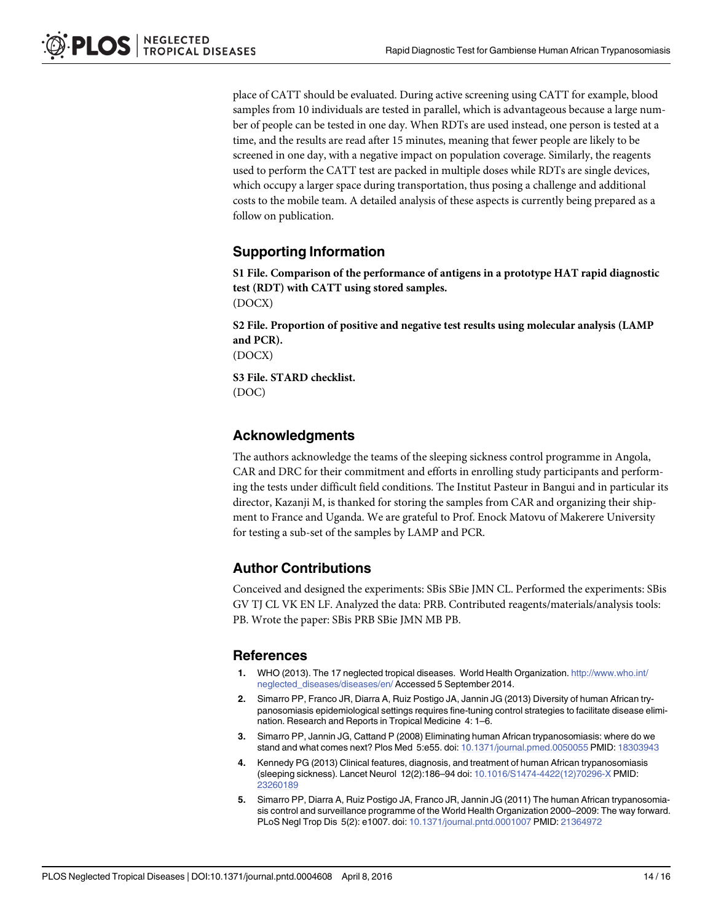place of CATT should be evaluated. During active screening using CATT for example, blood samples from 10 individuals are tested in parallel, which is advantageous because a large number of people can be tested in one day. When RDTs are used instead, one person is tested at a time, and the results are read after 15 minutes, meaning that fewer people are likely to be screened in one day, with a negative impact on population coverage. Similarly, the reagents used to perform the CATT test are packed in multiple doses while RDTs are single devices, which occupy a larger space during transportation, thus posing a challenge and additional costs to the mobile team. A detailed analysis of these aspects is currently being prepared as a follow on publication.

## Supporting Information

**S1 File. Comparison of the performance of antigens in a prototype HAT rapid diagnostic test (RDT) with CATT using stored samples.**
(DOCX)

**S2 File. Proportion of positive and negative test results using molecular analysis (LAMP and PCR).**
(DOCX)

**S3 File. STARD checklist.**
(DOC)

## Acknowledgments

The authors acknowledge the teams of the sleeping sickness control programme in Angola, CAR and DRC for their commitment and efforts in enrolling study participants and performing the tests under difficult field conditions. The Institut Pasteur in Bangui and in particular its director, Kazanji M, is thanked for storing the samples from CAR and organizing their shipment to France and Uganda. We are grateful to Prof. Enock Matovu of Makerere University for testing a sub-set of the samples by LAMP and PCR.

## Author Contributions

Conceived and designed the experiments: SBis SBie JMN CL. Performed the experiments: SBis GV TJ CL VK EN LF. Analyzed the data: PRB. Contributed reagents/materials/analysis tools: PB. Wrote the paper: SBis PRB SBie JMN MB PB.

## References

1. WHO (2013). The 17 neglected tropical diseases. World Health Organization. http://www.who.int/neglected_diseases/diseases/en/ Accessed 5 September 2014.
2. Simarro PP, Franco JR, Diarra A, Ruiz Postigo JA, Jannin JG (2013) Diversity of human African trypanosomiasis epidemiological settings requires fine-tuning control strategies to facilitate disease elimination. Research and Reports in Tropical Medicine 4: 1–6.
3. Simarro PP, Jannin JG, Cattand P (2008) Eliminating human African trypanosomiasis: where do we stand and what comes next? Plos Med 5:e55. doi: 10.1371/journal.pmed.0050055 PMID: 18303943
4. Kennedy PG (2013) Clinical features, diagnosis, and treatment of human African trypanosomiasis (sleeping sickness). Lancet Neurol 12(2):186–94 doi: 10.1016/S1474-4422(12)70296-X PMID: 23260189
5. Simarro PP, Diarra A, Ruiz Postigo JA, Franco JR, Jannin JG (2011) The human African trypanosomiasis control and surveillance programme of the World Health Organization 2000–2009: The way forward. PLoS Negl Trop Dis 5(2): e1007. doi: 10.1371/journal.pntd.0001007 PMID: 21364972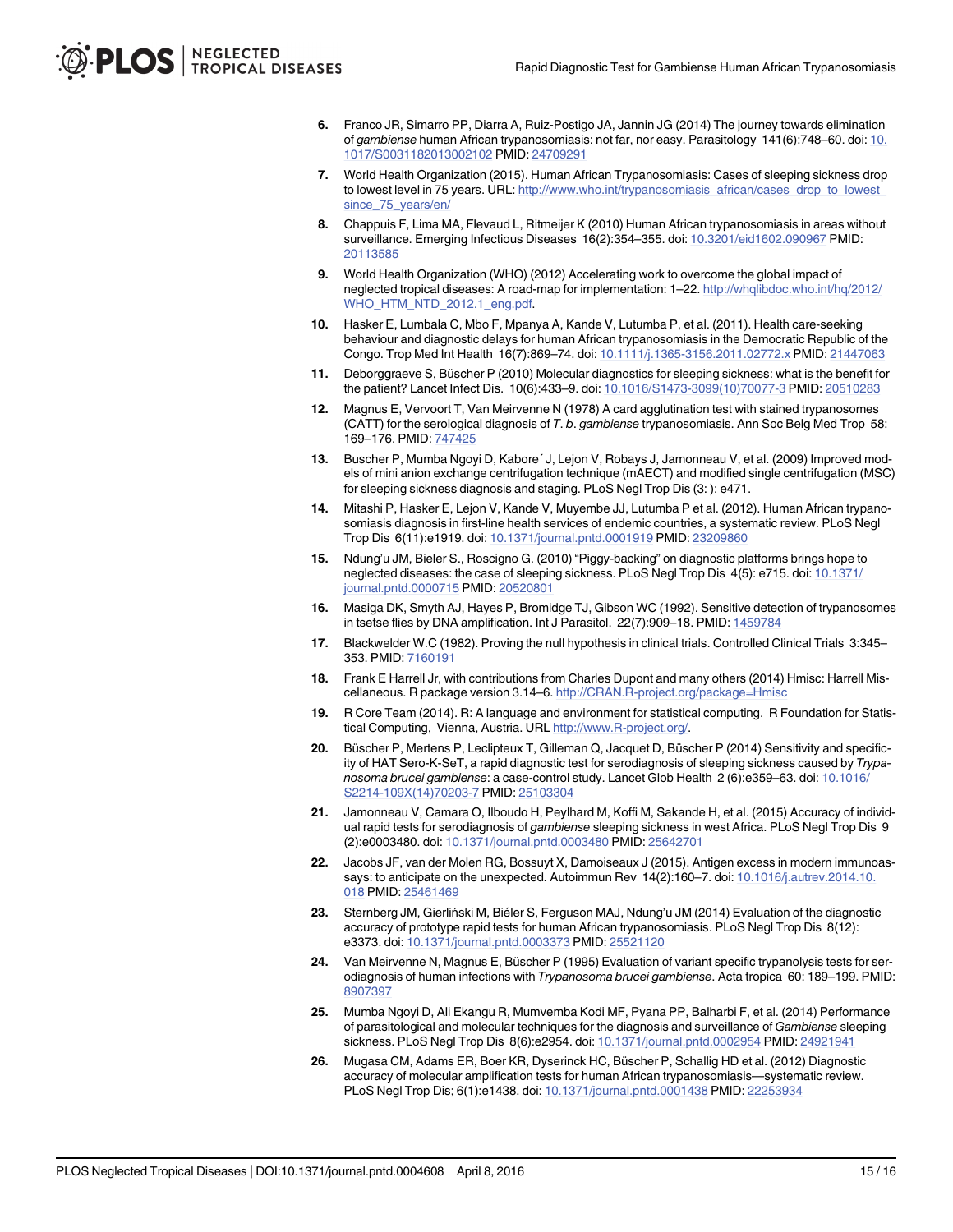6. Franco JR, Simarro PP, Diarra A, Ruiz-Postigo JA, Jannin JG (2014) The journey towards elimination of *gambiense* human African trypanosomiasis: not far, nor easy. Parasitology 141(6):748–60. doi: 10.1017/S0031182013002102 PMID: 24709291

7. World Health Organization (2015). Human African Trypanosomiasis: Cases of sleeping sickness drop to lowest level in 75 years. URL: http://www.who.int/trypanosomiasis_african/cases_drop_to_lowest_since_75_years/en/

8. Chappuis F, Lima MA, Flevaud L, Ritmeijer K (2010) Human African trypanosomiasis in areas without surveillance. Emerging Infectious Diseases 16(2):354–355. doi: 10.3201/eid1602.090967 PMID: 20113585

9. World Health Organization (WHO) (2012) Accelerating work to overcome the global impact of neglected tropical diseases: A road-map for implementation: 1–22. http://whqlibdoc.who.int/hq/2012/WHO_HTM_NTD_2012.1_eng.pdf.

10. Hasker E, Lumbala C, Mbo F, Mpanya A, Kande V, Lutumba P, et al. (2011). Health care-seeking behaviour and diagnostic delays for human African trypanosomiasis in the Democratic Republic of the Congo. Trop Med Int Health 16(7):869–74. doi: 10.1111/j.1365-3156.2011.02772.x PMID: 21447063

11. Deborggraeve S, Büscher P (2010) Molecular diagnostics for sleeping sickness: what is the benefit for the patient? Lancet Infect Dis. 10(6):433–9. doi: 10.1016/S1473-3099(10)70077-3 PMID: 20510283

12. Magnus E, Vervoort T, Van Meirvenne N (1978) A card agglutination test with stained trypanosomes (CATT) for the serological diagnosis of *T. b. gambiense* trypanosomiasis. Ann Soc Belg Med Trop 58: 169–176. PMID: 747425

13. Buscher P, Mumba Ngoyi D, Kabore´ J, Lejon V, Robays J, Jamonneau V, et al. (2009) Improved models of mini anion exchange centrifugation technique (mAECT) and modified single centrifugation (MSC) for sleeping sickness diagnosis and staging. PLoS Negl Trop Dis (3: ): e471.

14. Mitashi P, Hasker E, Lejon V, Kande V, Muyembe JJ, Lutumba P et al. (2012). Human African trypanosomiasis diagnosis in first-line health services of endemic countries, a systematic review. PLoS Negl Trop Dis 6(11):e1919. doi: 10.1371/journal.pntd.0001919 PMID: 23209860

15. Ndung'u JM, Bieler S., Roscigno G. (2010) "Piggy-backing" on diagnostic platforms brings hope to neglected diseases: the case of sleeping sickness. PLoS Negl Trop Dis 4(5): e715. doi: 10.1371/journal.pntd.0000715 PMID: 20520801

16. Masiga DK, Smyth AJ, Hayes P, Bromidge TJ, Gibson WC (1992). Sensitive detection of trypanosomes in tsetse flies by DNA amplification. Int J Parasitol. 22(7):909–18. PMID: 1459784

17. Blackwelder W.C (1982). Proving the null hypothesis in clinical trials. Controlled Clinical Trials 3:345–353. PMID: 7160191

18. Frank E Harrell Jr, with contributions from Charles Dupont and many others (2014) Hmisc: Harrell Miscellaneous. R package version 3.14–6. http://CRAN.R-project.org/package=Hmisc

19. R Core Team (2014). R: A language and environment for statistical computing. R Foundation for Statistical Computing, Vienna, Austria. URL http://www.R-project.org/.

20. Büscher P, Mertens P, Leclipteux T, Gilleman Q, Jacquet D, Büscher P (2014) Sensitivity and specificity of HAT Sero-K-SeT, a rapid diagnostic test for serodiagnosis of sleeping sickness caused by *Trypanosoma brucei gambiense*: a case-control study. Lancet Glob Health 2 (6):e359–63. doi: 10.1016/S2214-109X(14)70203-7 PMID: 25103304

21. Jamonneau V, Camara O, Ilboudo H, Peylhard M, Koffi M, Sakande H, et al. (2015) Accuracy of individual rapid tests for serodiagnosis of *gambiense* sleeping sickness in west Africa. PLoS Negl Trop Dis 9 (2):e0003480. doi: 10.1371/journal.pntd.0003480 PMID: 25642701

22. Jacobs JF, van der Molen RG, Bossuyt X, Damoiseaux J (2015). Antigen excess in modern immunoassays: to anticipate on the unexpected. Autoimmun Rev 14(2):160–7. doi: 10.1016/j.autrev.2014.10.018 PMID: 25461469

23. Sternberg JM, Gierliński M, Biéler S, Ferguson MAJ, Ndung'u JM (2014) Evaluation of the diagnostic accuracy of prototype rapid tests for human African trypanosomiasis. PLoS Negl Trop Dis 8(12): e3373. doi: 10.1371/journal.pntd.0003373 PMID: 25521120

24. Van Meirvenne N, Magnus E, Büscher P (1995) Evaluation of variant specific trypanolysis tests for serodiagnosis of human infections with *Trypanosoma brucei gambiense*. Acta tropica 60: 189–199. PMID: 8907397

25. Mumba Ngoyi D, Ali Ekangu R, Mumvemba Kodi MF, Pyana PP, Balharbi F, et al. (2014) Performance of parasitological and molecular techniques for the diagnosis and surveillance of *Gambiense* sleeping sickness. PLoS Negl Trop Dis 8(6):e2954. doi: 10.1371/journal.pntd.0002954 PMID: 24921941

26. Mugasa CM, Adams ER, Boer KR, Dyserinck HC, Büscher P, Schallig HD et al. (2012) Diagnostic accuracy of molecular amplification tests for human African trypanosomiasis—systematic review. PLoS Negl Trop Dis; 6(1):e1438. doi: 10.1371/journal.pntd.0001438 PMID: 22253934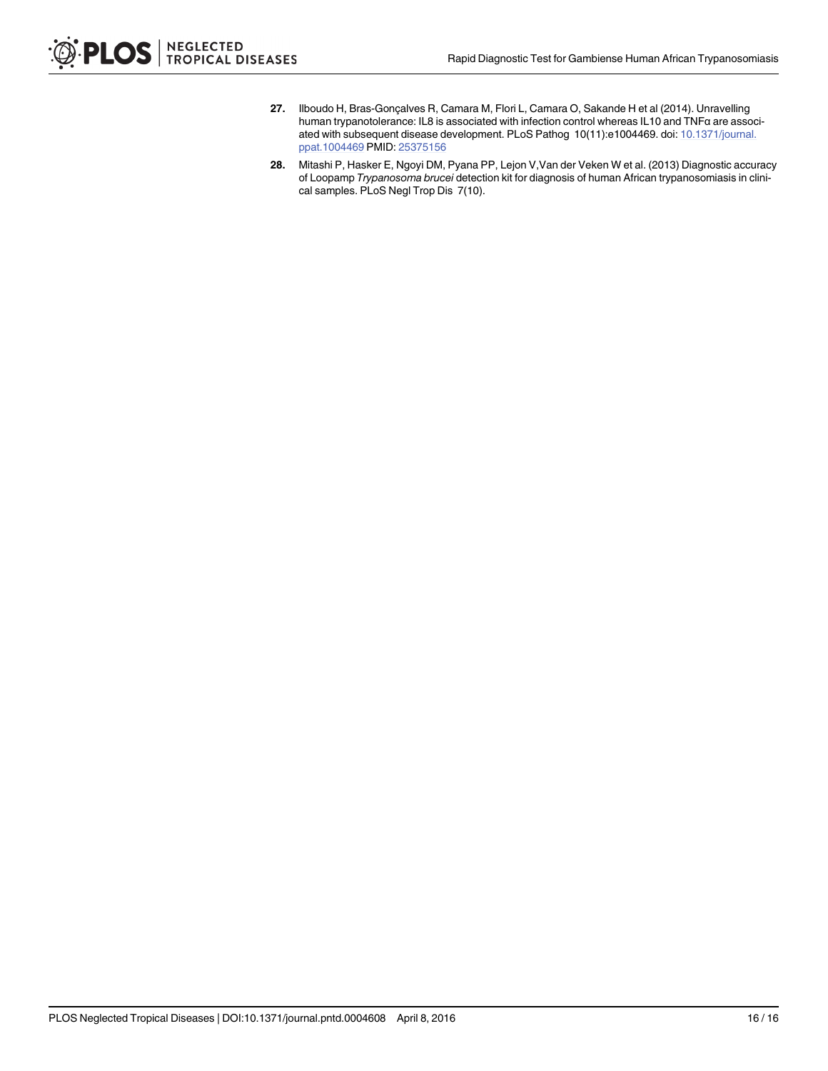27. Ilboudo H, Bras-Gonçalves R, Camara M, Flori L, Camara O, Sakande H et al (2014). Unravelling human trypanotolerance: IL8 is associated with infection control whereas IL10 and TNFα are associated with subsequent disease development. PLoS Pathog 10(11):e1004469. doi: 10.1371/journal.ppat.1004469 PMID: 25375156

28. Mitashi P, Hasker E, Ngoyi DM, Pyana PP, Lejon V,Van der Veken W et al. (2013) Diagnostic accuracy of Loopamp *Trypanosoma brucei* detection kit for diagnosis of human African trypanosomiasis in clinical samples. PLoS Negl Trop Dis 7(10).